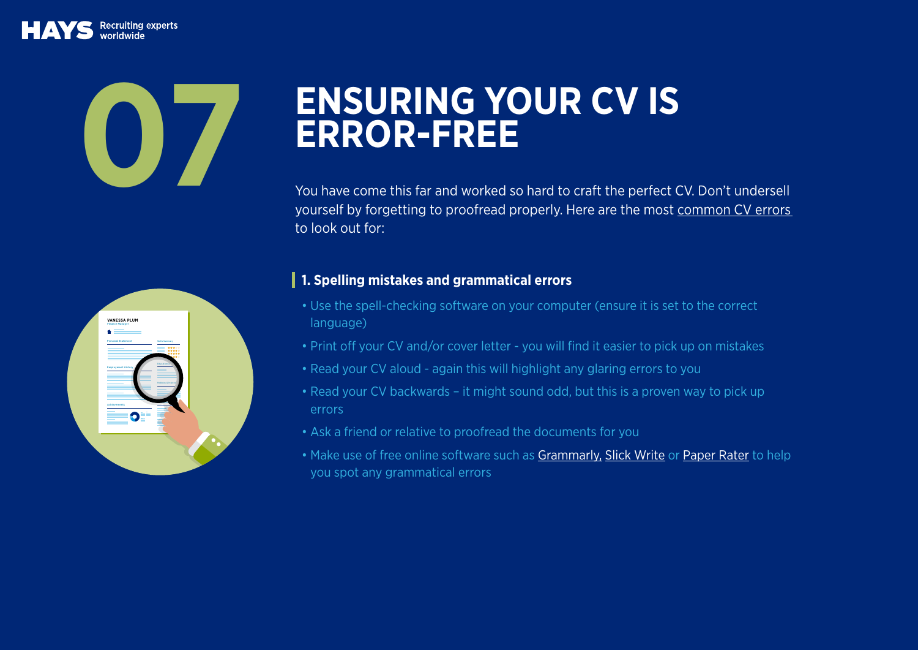# 07 ENSURING YOUR CV IS ERROR-FREE

You have come this far and worked so hard to craft the perfect CV. Don't undersell yourself by forgetting to proofread properly. Here are the most common CV errors to look out for:

### 1. Spelling mistakes and grammatical errors

- Use the spell-checking software on your computer (ensure it is set to the correct language)
- Print off your CV and/or cover letter - you will find it easier to pick up on mistakes
- Read your CV aloud - again this will highlight any glaring errors to you
- Read your CV backwards – it might sound odd, but this is a proven way to pick up errors
- Ask a friend or relative to proofread the documents for you
- Make use of free online software such as Grammarly, Slick Write or Paper Rater to help you spot any grammatical errors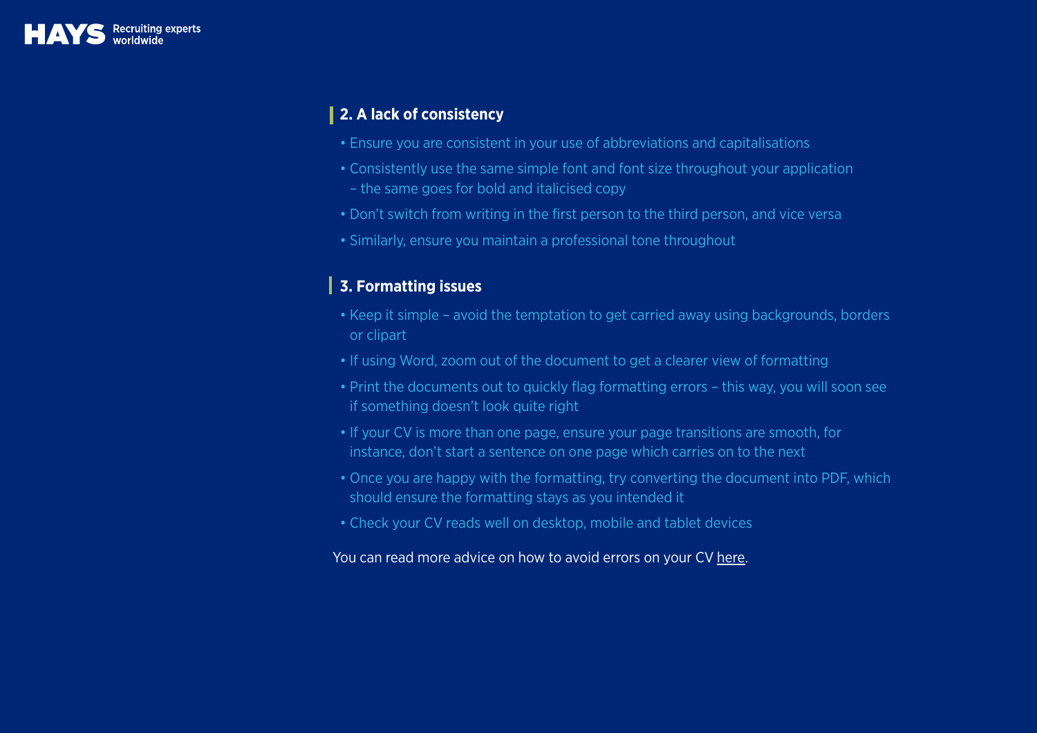## 2. A lack of consistency

- Ensure you are consistent in your use of abbreviations and capitalisations
- Consistently use the same simple font and font size throughout your application – the same goes for bold and italicised copy
- Don't switch from writing in the first person to the third person, and vice versa
- Similarly, ensure you maintain a professional tone throughout

## 3. Formatting issues

- Keep it simple – avoid the temptation to get carried away using backgrounds, borders or clipart
- If using Word, zoom out of the document to get a clearer view of formatting
- Print the documents out to quickly flag formatting errors – this way, you will soon see if something doesn't look quite right
- If your CV is more than one page, ensure your page transitions are smooth, for instance, don't start a sentence on one page which carries on to the next
- Once you are happy with the formatting, try converting the document into PDF, which should ensure the formatting stays as you intended it
- Check your CV reads well on desktop, mobile and tablet devices

You can read more advice on how to avoid errors on your CV here.